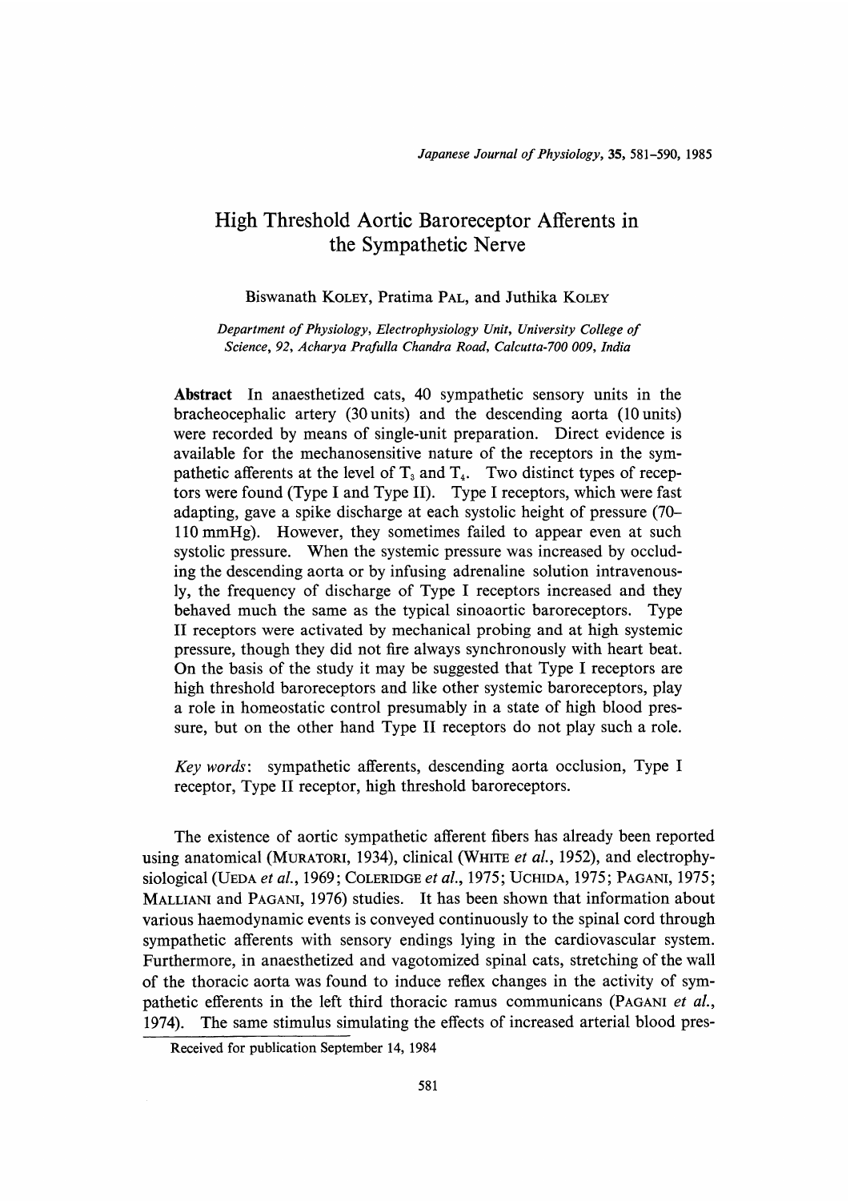# High Threshold Aortic Baroreceptor Afferents in the Sympathetic Nerve

Biswanath KOLEY, Pratima PAL, and Juthika KOLEY

*Department of Physiology, Electrophysiology Unit, University College of Science, 92, Acharya Prafulla Chandra Road, Calcutta-700 009, India*

**Abstract** In anaesthetized cats, 40 sympathetic sensory units in the bracheocephalic artery (30 units) and the descending aorta (10 units) were recorded by means of single-unit preparation. Direct evidence is available for the mechanosensitive nature of the receptors in the sympathetic afferents at the level of $T_3$ and $T_4$. Two distinct types of receptors were found (Type I and Type II). Type I receptors, which were fast adapting, gave a spike discharge at each systolic height of pressure (70–110 mmHg). However, they sometimes failed to appear even at such systolic pressure. When the systemic pressure was increased by occluding the descending aorta or by infusing adrenaline solution intravenously, the frequency of discharge of Type I receptors increased and they behaved much the same as the typical sinoaortic baroreceptors. Type II receptors were activated by mechanical probing and at high systemic pressure, though they did not fire always synchronously with heart beat. On the basis of the study it may be suggested that Type I receptors are high threshold baroreceptors and like other systemic baroreceptors, play a role in homeostatic control presumably in a state of high blood pressure, but on the other hand Type II receptors do not play such a role.

*Key words*: sympathetic afferents, descending aorta occlusion, Type I receptor, Type II receptor, high threshold baroreceptors.

The existence of aortic sympathetic afferent fibers has already been reported using anatomical (MURATORI, 1934), clinical (WHITE *et al.*, 1952), and electrophysiological (UEDA *et al.*, 1969; COLERIDGE *et al.*, 1975; UCHIDA, 1975; PAGANI, 1975; MALLIANI and PAGANI, 1976) studies. It has been shown that information about various haemodynamic events is conveyed continuously to the spinal cord through sympathetic afferents with sensory endings lying in the cardiovascular system. Furthermore, in anaesthetized and vagotomized spinal cats, stretching of the wall of the thoracic aorta was found to induce reflex changes in the activity of sympathetic efferents in the left third thoracic ramus communicans (PAGANI *et al.*, 1974). The same stimulus simulating the effects of increased arterial blood pres-

Received for publication September 14, 1984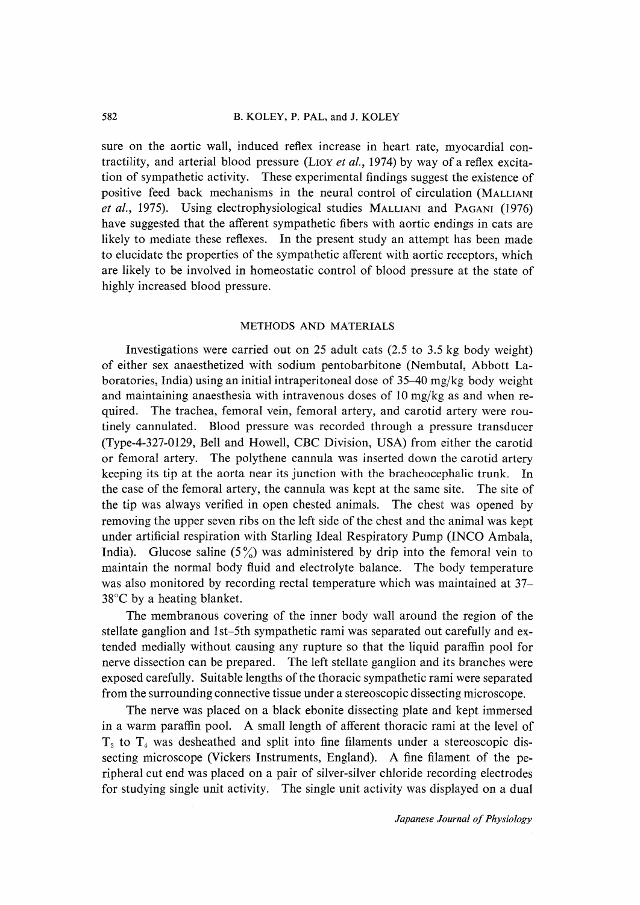sure on the aortic wall, induced reflex increase in heart rate, myocardial contractility, and arterial blood pressure (LIOY *et al.*, 1974) by way of a reflex excitation of sympathetic activity. These experimental findings suggest the existence of positive feed back mechanisms in the neural control of circulation (MALLIANI *et al.*, 1975). Using electrophysiological studies MALLIANI and PAGANI (1976) have suggested that the afferent sympathetic fibers with aortic endings in cats are likely to mediate these reflexes. In the present study an attempt has been made to elucidate the properties of the sympathetic afferent with aortic receptors, which are likely to be involved in homeostatic control of blood pressure at the state of highly increased blood pressure.

## METHODS AND MATERIALS

Investigations were carried out on 25 adult cats (2.5 to 3.5 kg body weight) of either sex anaesthetized with sodium pentobarbitone (Nembutal, Abbott Laboratories, India) using an initial intraperitoneal dose of 35–40 mg/kg body weight and maintaining anaesthesia with intravenous doses of 10 mg/kg as and when required. The trachea, femoral vein, femoral artery, and carotid artery were routinely cannulated. Blood pressure was recorded through a pressure transducer (Type-4-327-0129, Bell and Howell, CBC Division, USA) from either the carotid or femoral artery. The polythene cannula was inserted down the carotid artery keeping its tip at the aorta near its junction with the bracheocephalic trunk. In the case of the femoral artery, the cannula was kept at the same site. The site of the tip was always verified in open chested animals. The chest was opened by removing the upper seven ribs on the left side of the chest and the animal was kept under artificial respiration with Starling Ideal Respiratory Pump (INCO Ambala, India). Glucose saline (5%) was administered by drip into the femoral vein to maintain the normal body fluid and electrolyte balance. The body temperature was also monitored by recording rectal temperature which was maintained at 37–38°C by a heating blanket.

The membranous covering of the inner body wall around the region of the stellate ganglion and 1st–5th sympathetic rami was separated out carefully and extended medially without causing any rupture so that the liquid paraffin pool for nerve dissection can be prepared. The left stellate ganglion and its branches were exposed carefully. Suitable lengths of the thoracic sympathetic rami were separated from the surrounding connective tissue under a stereoscopic dissecting microscope.

The nerve was placed on a black ebonite dissecting plate and kept immersed in a warm paraffin pool. A small length of afferent thoracic rami at the level of $T_2$ to $T_4$ was desheathed and split into fine filaments under a stereoscopic dissecting microscope (Vickers Instruments, England). A fine filament of the peripheral cut end was placed on a pair of silver-silver chloride recording electrodes for studying single unit activity. The single unit activity was displayed on a dual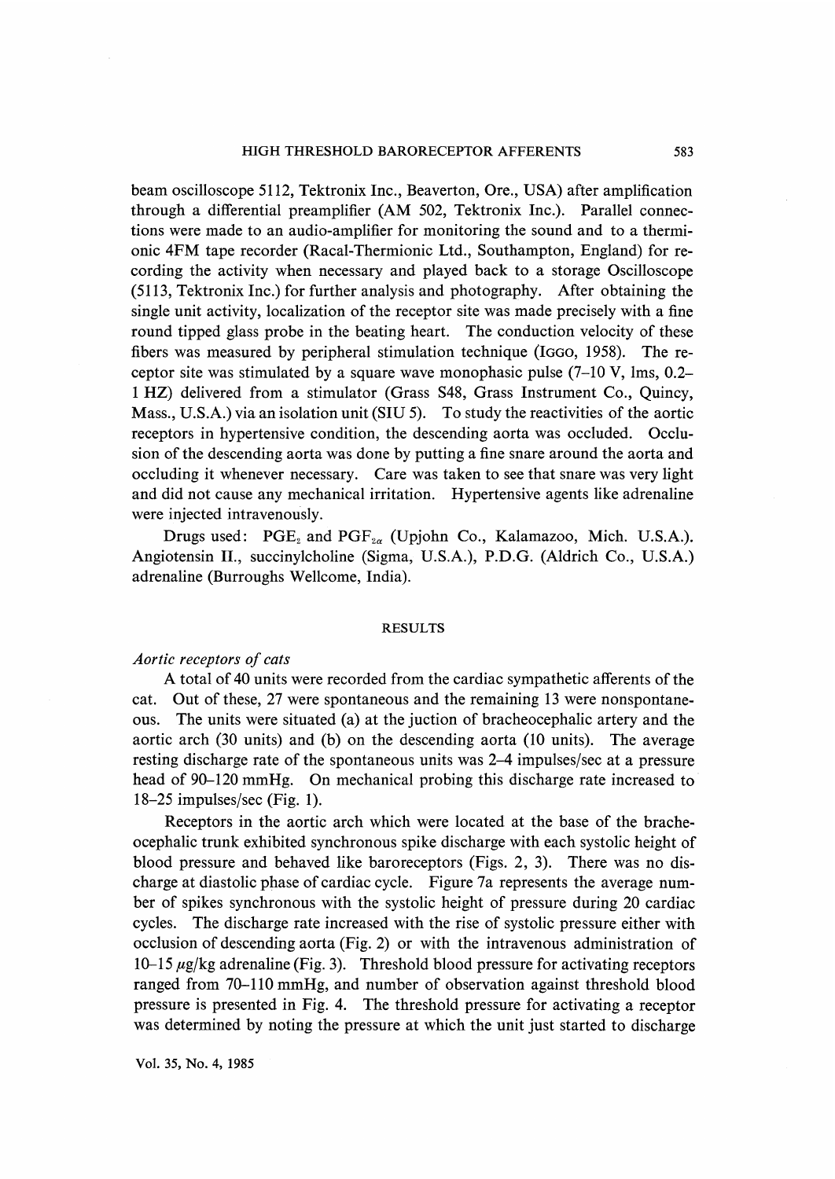beam oscilloscope 5112, Tektronix Inc., Beaverton, Ore., USA) after amplification through a differential preamplifier (AM 502, Tektronix Inc.). Parallel connections were made to an audio-amplifier for monitoring the sound and to a thermionic 4FM tape recorder (Racal-Thermionic Ltd., Southampton, England) for recording the activity when necessary and played back to a storage Oscilloscope (5113, Tektronix Inc.) for further analysis and photography. After obtaining the single unit activity, localization of the receptor site was made precisely with a fine round tipped glass probe in the beating heart. The conduction velocity of these fibers was measured by peripheral stimulation technique (IGGO, 1958). The receptor site was stimulated by a square wave monophasic pulse (7–10 V, lms, 0.2–1 HZ) delivered from a stimulator (Grass S48, Grass Instrument Co., Quincy, Mass., U.S.A.) via an isolation unit (SIU 5). To study the reactivities of the aortic receptors in hypertensive condition, the descending aorta was occluded. Occlusion of the descending aorta was done by putting a fine snare around the aorta and occluding it whenever necessary. Care was taken to see that snare was very light and did not cause any mechanical irritation. Hypertensive agents like adrenaline were injected intravenously.

Drugs used: $PGE_2$ and $PGF_{2\alpha}$ (Upjohn Co., Kalamazoo, Mich. U.S.A.). Angiotensin II., succinylcholine (Sigma, U.S.A.), P.D.G. (Aldrich Co., U.S.A.) adrenaline (Burroughs Wellcome, India).

## RESULTS

*Aortic receptors of cats*

A total of 40 units were recorded from the cardiac sympathetic afferents of the cat. Out of these, 27 were spontaneous and the remaining 13 were nonspontaneous. The units were situated (a) at the juction of bracheocephalic artery and the aortic arch (30 units) and (b) on the descending aorta (10 units). The average resting discharge rate of the spontaneous units was 2–4 impulses/sec at a pressure head of 90–120 mmHg. On mechanical probing this discharge rate increased to 18–25 impulses/sec (Fig. 1).

Receptors in the aortic arch which were located at the base of the bracheocephalic trunk exhibited synchronous spike discharge with each systolic height of blood pressure and behaved like baroreceptors (Figs. 2, 3). There was no discharge at diastolic phase of cardiac cycle. Figure 7a represents the average number of spikes synchronous with the systolic height of pressure during 20 cardiac cycles. The discharge rate increased with the rise of systolic pressure either with occlusion of descending aorta (Fig. 2) or with the intravenous administration of 10–15 $\mu$g/kg adrenaline (Fig. 3). Threshold blood pressure for activating receptors ranged from 70–110 mmHg, and number of observation against threshold blood pressure is presented in Fig. 4. The threshold pressure for activating a receptor was determined by noting the pressure at which the unit just started to discharge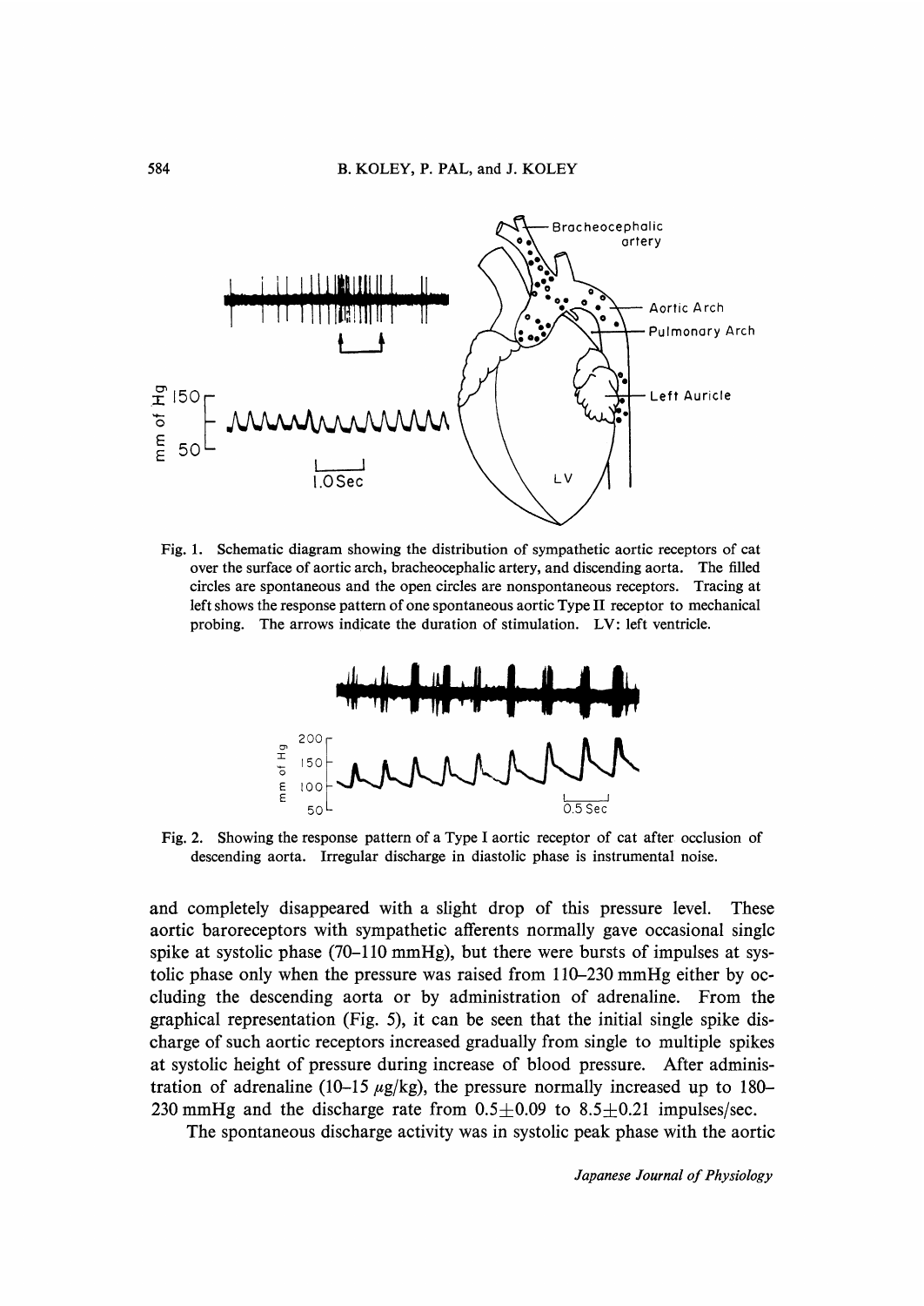Fig. 1. Schematic diagram showing the distribution of sympathetic aortic receptors of cat over the surface of aortic arch, bracheocephalic artery, and discending aorta. The filled circles are spontaneous and the open circles are nonspontaneous receptors. Tracing at left shows the response pattern of one spontaneous aortic Type II receptor to mechanical probing. The arrows indicate the duration of stimulation. LV: left ventricle.

Fig. 2. Showing the response pattern of a Type I aortic receptor of cat after occlusion of descending aorta. Irregular discharge in diastolic phase is instrumental noise.

and completely disappeared with a slight drop of this pressure level. These aortic baroreceptors with sympathetic afferents normally gave occasional single spike at systolic phase (70–110 mmHg), but there were bursts of impulses at systolic phase only when the pressure was raised from 110–230 mmHg either by occluding the descending aorta or by administration of adrenaline. From the graphical representation (Fig. 5), it can be seen that the initial single spike discharge of such aortic receptors increased gradually from single to multiple spikes at systolic height of pressure during increase of blood pressure. After administration of adrenaline (10–15 $\mu$g/kg), the pressure normally increased up to 180–230 mmHg and the discharge rate from $0.5 \pm 0.09$ to $8.5 \pm 0.21$ impulses/sec.

The spontaneous discharge activity was in systolic peak phase with the aortic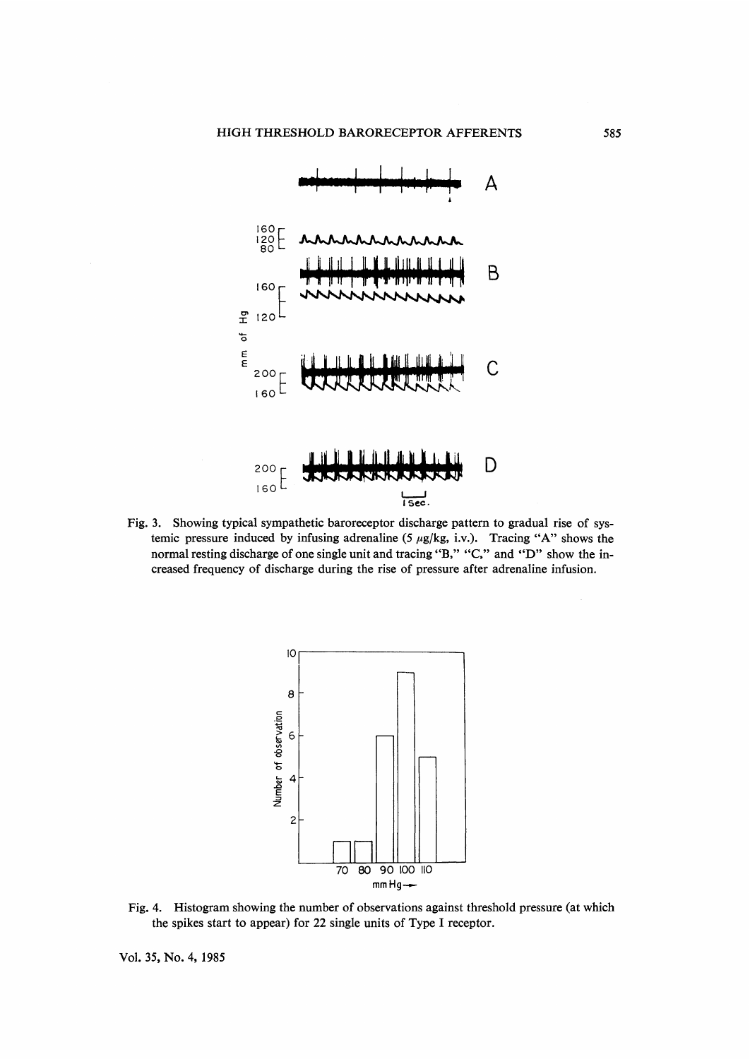Fig. 3. Showing typical sympathetic baroreceptor discharge pattern to gradual rise of systemic pressure induced by infusing adrenaline (5 $\mu$g/kg, i.v.). Tracing "A" shows the normal resting discharge of one single unit and tracing "B," "C," and "D" show the increased frequency of discharge during the rise of pressure after adrenaline infusion.

Fig. 4. Histogram showing the number of observations against threshold pressure (at which the spikes start to appear) for 22 single units of Type I receptor.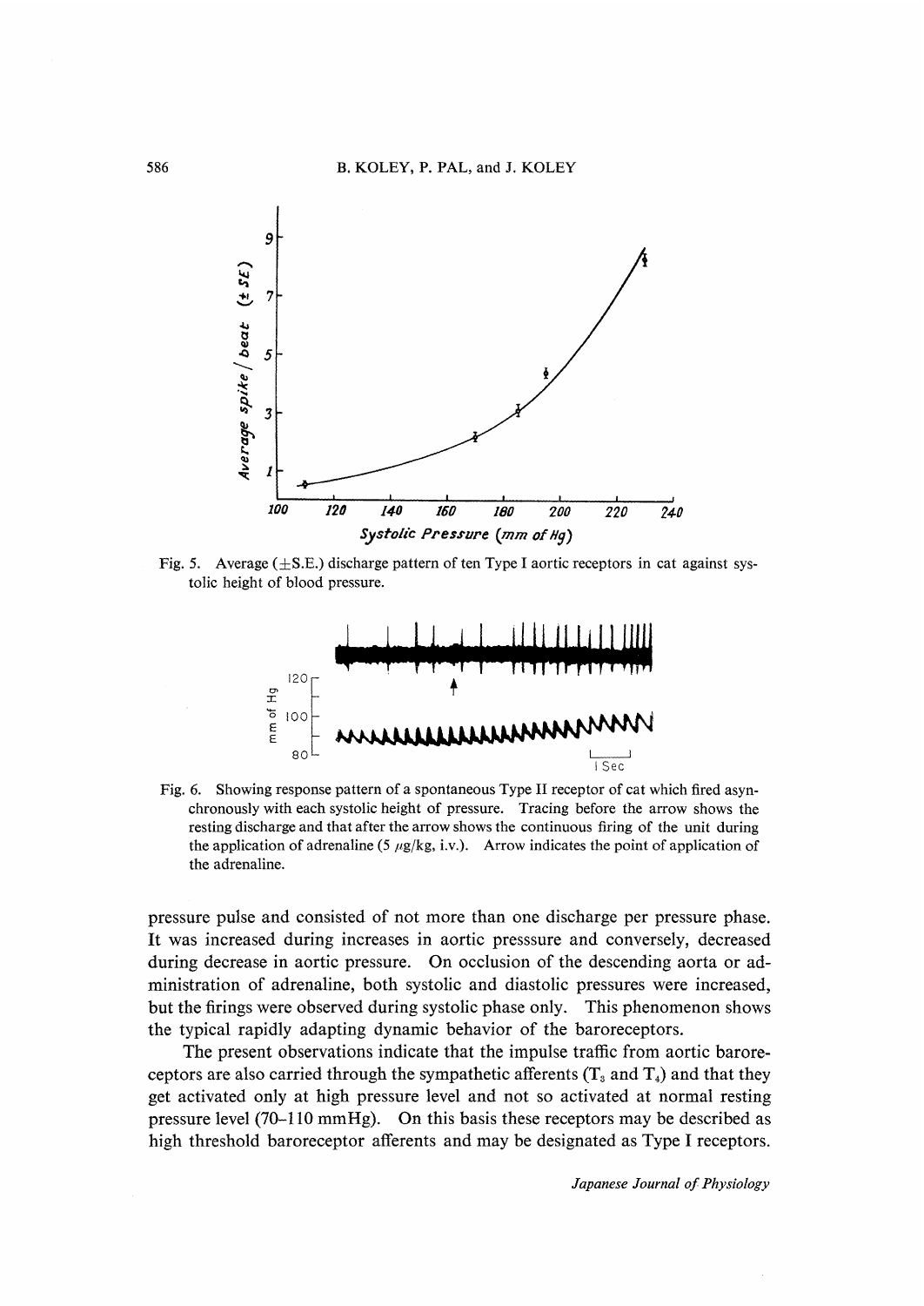Fig. 5. Average (±S.E.) discharge pattern of ten Type I aortic receptors in cat against systolic height of blood pressure.

Fig. 6. Showing response pattern of a spontaneous Type II receptor of cat which fired asynchronously with each systolic height of pressure. Tracing before the arrow shows the resting discharge and that after the arrow shows the continuous firing of the unit during the application of adrenaline (5 μg/kg, i.v.). Arrow indicates the point of application of the adrenaline.

pressure pulse and consisted of not more than one discharge per pressure phase. It was increased during increases in aortic presssure and conversely, decreased during decrease in aortic pressure. On occlusion of the descending aorta or administration of adrenaline, both systolic and diastolic pressures were increased, but the firings were observed during systolic phase only. This phenomenon shows the typical rapidly adapting dynamic behavior of the baroreceptors.

The present observations indicate that the impulse traffic from aortic baroreceptors are also carried through the sympathetic afferents ($T_3$ and $T_4$) and that they get activated only at high pressure level and not so activated at normal resting pressure level (70–110 mmHg). On this basis these receptors may be described as high threshold baroreceptor afferents and may be designated as Type I receptors.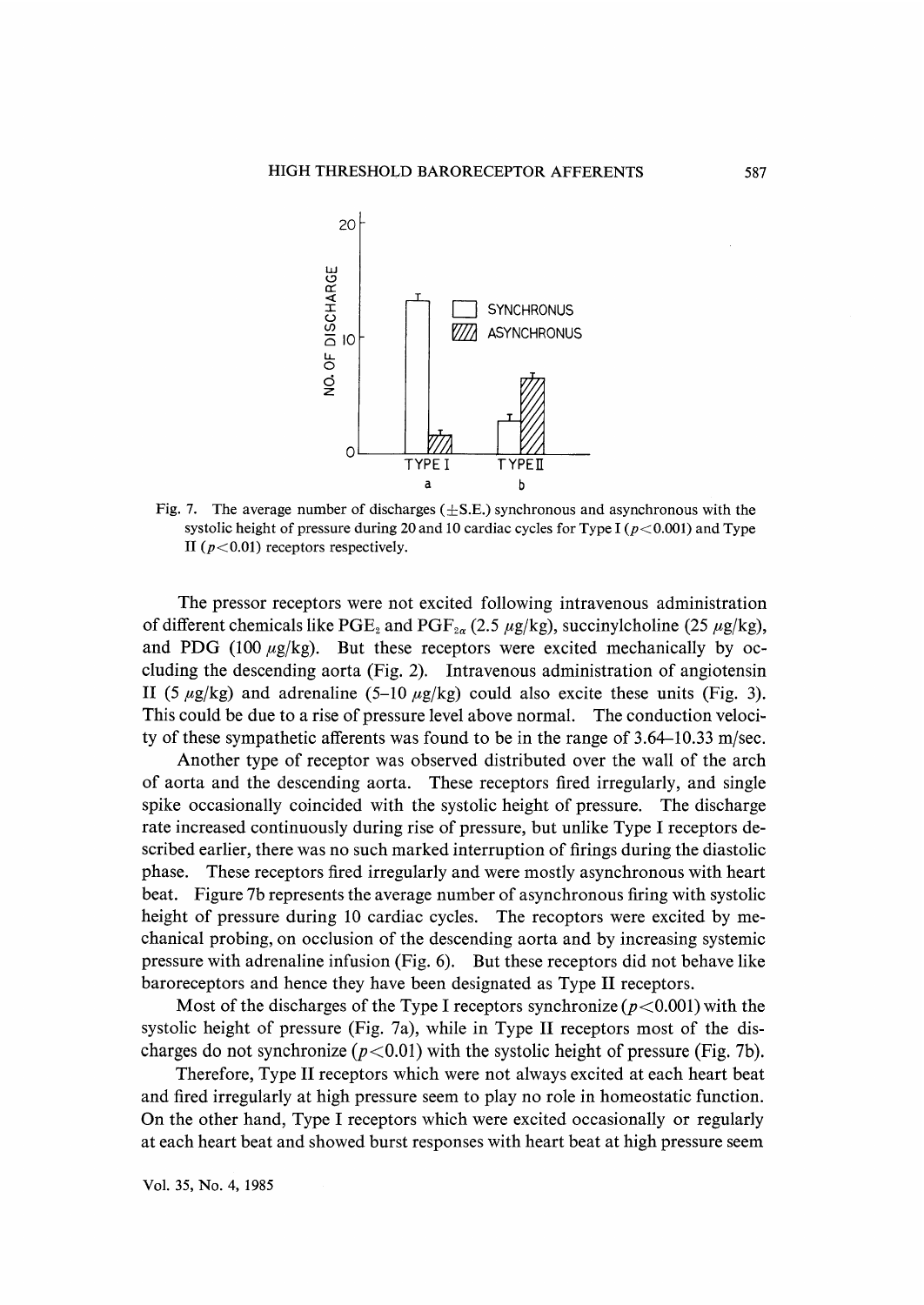Fig. 7. The average number of discharges (±S.E.) synchronous and asynchronous with the systolic height of pressure during 20 and 10 cardiac cycles for Type I ($p<0.001$) and Type II ($p<0.01$) receptors respectively.

The pressor receptors were not excited following intravenous administration of different chemicals like $PGE_2$ and $PGF_{2\alpha}$ (2.5 $\mu$g/kg), succinylcholine (25 $\mu$g/kg), and PDG (100 $\mu$g/kg). But these receptors were excited mechanically by occluding the descending aorta (Fig. 2). Intravenous administration of angiotensin II (5 $\mu$g/kg) and adrenaline (5–10 $\mu$g/kg) could also excite these units (Fig. 3). This could be due to a rise of pressure level above normal. The conduction velocity of these sympathetic afferents was found to be in the range of 3.64–10.33 m/sec.

Another type of receptor was observed distributed over the wall of the arch of aorta and the descending aorta. These receptors fired irregularly, and single spike occasionally coincided with the systolic height of pressure. The discharge rate increased continuously during rise of pressure, but unlike Type I receptors described earlier, there was no such marked interruption of firings during the diastolic phase. These receptors fired irregularly and were mostly asynchronous with heart beat. Figure 7b represents the average number of asynchronous firing with systolic height of pressure during 10 cardiac cycles. The recoptors were excited by mechanical probing, on occlusion of the descending aorta and by increasing systemic pressure with adrenaline infusion (Fig. 6). But these receptors did not behave like baroreceptors and hence they have been designated as Type II receptors.

Most of the discharges of the Type I receptors synchronize ($p<0.001$) with the systolic height of pressure (Fig. 7a), while in Type II receptors most of the discharges do not synchronize ($p<0.01$) with the systolic height of pressure (Fig. 7b).

Therefore, Type II receptors which were not always excited at each heart beat and fired irregularly at high pressure seem to play no role in homeostatic function. On the other hand, Type I receptors which were excited occasionally or regularly at each heart beat and showed burst responses with heart beat at high pressure seem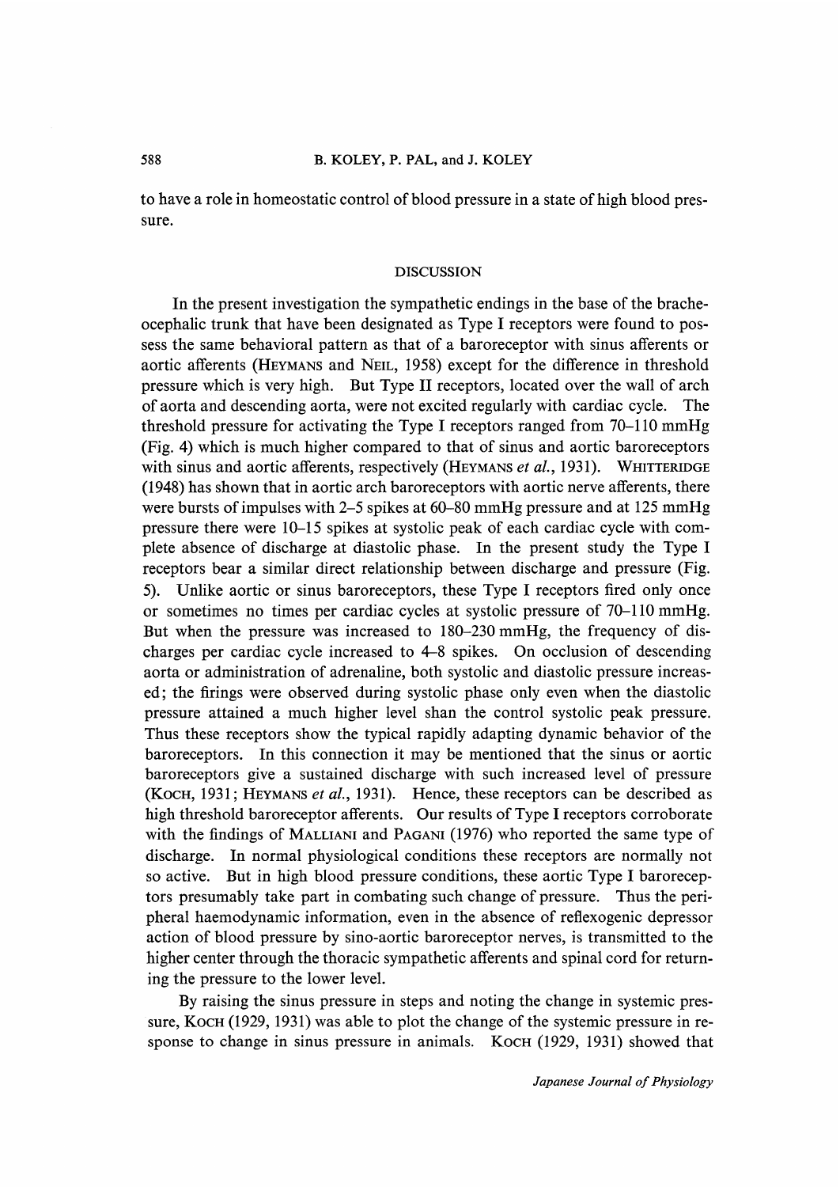to have a role in homeostatic control of blood pressure in a state of high blood pressure.

## DISCUSSION

In the present investigation the sympathetic endings in the base of the bracheocephalic trunk that have been designated as Type I receptors were found to possess the same behavioral pattern as that of a baroreceptor with sinus afferents or aortic afferents (Heymans and Neil, 1958) except for the difference in threshold pressure which is very high. But Type II receptors, located over the wall of arch of aorta and descending aorta, were not excited regularly with cardiac cycle. The threshold pressure for activating the Type I receptors ranged from 70–110 mmHg (Fig. 4) which is much higher compared to that of sinus and aortic baroreceptors with sinus and aortic afferents, respectively (Heymans *et al.*, 1931). Whitteridge (1948) has shown that in aortic arch baroreceptors with aortic nerve afferents, there were bursts of impulses with 2–5 spikes at 60–80 mmHg pressure and at 125 mmHg pressure there were 10–15 spikes at systolic peak of each cardiac cycle with complete absence of discharge at diastolic phase. In the present study the Type I receptors bear a similar direct relationship between discharge and pressure (Fig. 5). Unlike aortic or sinus baroreceptors, these Type I receptors fired only once or sometimes no times per cardiac cycles at systolic pressure of 70–110 mmHg. But when the pressure was increased to 180–230 mmHg, the frequency of discharges per cardiac cycle increased to 4–8 spikes. On occlusion of descending aorta or administration of adrenaline, both systolic and diastolic pressure increased; the firings were observed during systolic phase only even when the diastolic pressure attained a much higher level shan the control systolic peak pressure. Thus these receptors show the typical rapidly adapting dynamic behavior of the baroreceptors. In this connection it may be mentioned that the sinus or aortic baroreceptors give a sustained discharge with such increased level of pressure (Koch, 1931; Heymans *et al.*, 1931). Hence, these receptors can be described as high threshold baroreceptor afferents. Our results of Type I receptors corroborate with the findings of Malliani and Pagani (1976) who reported the same type of discharge. In normal physiological conditions these receptors are normally not so active. But in high blood pressure conditions, these aortic Type I baroreceptors presumably take part in combating such change of pressure. Thus the peripheral haemodynamic information, even in the absence of reflexogenic depressor action of blood pressure by sino-aortic baroreceptor nerves, is transmitted to the higher center through the thoracic sympathetic afferents and spinal cord for returning the pressure to the lower level.

By raising the sinus pressure in steps and noting the change in systemic pressure, Koch (1929, 1931) was able to plot the change of the systemic pressure in response to change in sinus pressure in animals. Koch (1929, 1931) showed that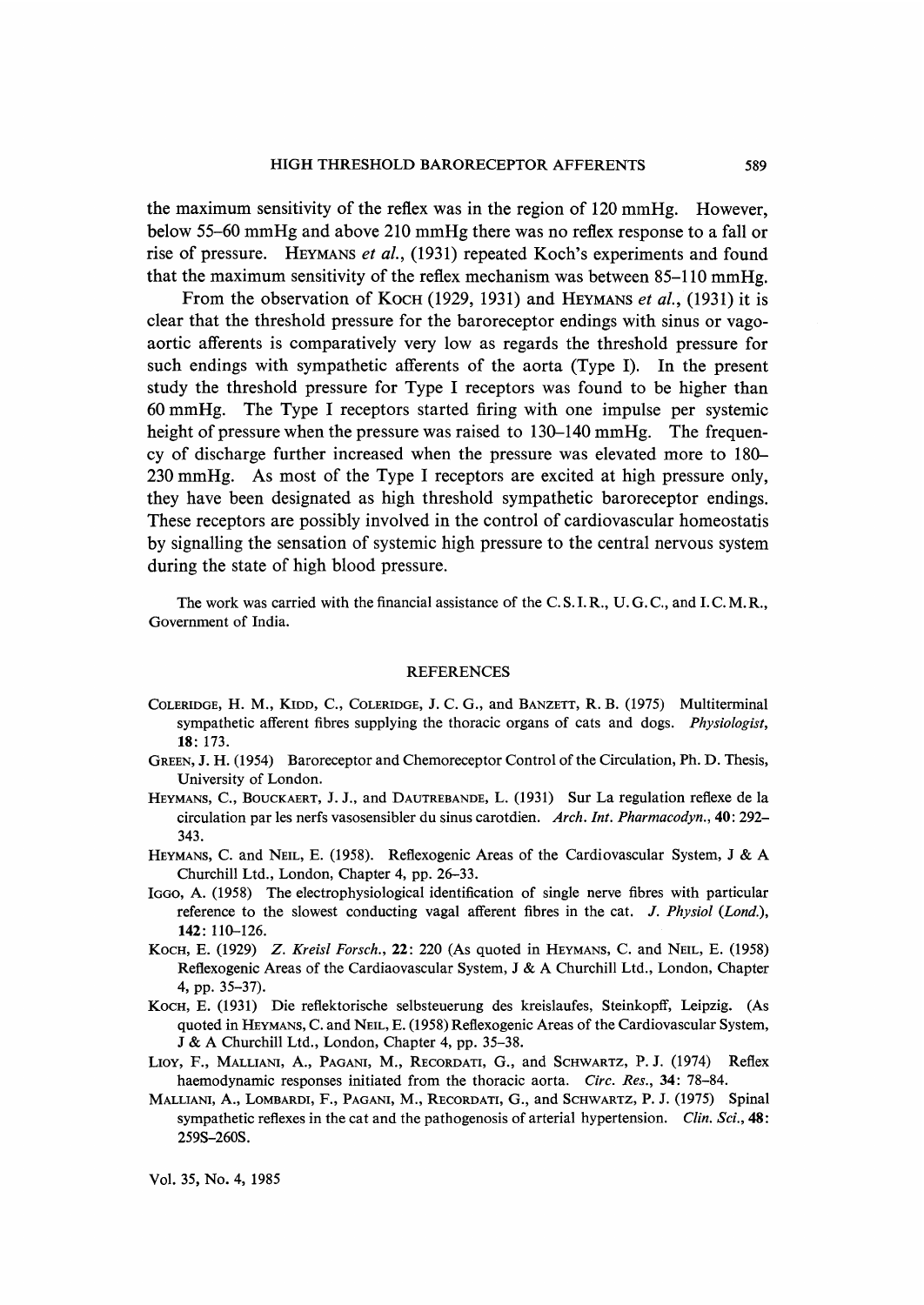the maximum sensitivity of the reflex was in the region of 120 mmHg. However, below 55–60 mmHg and above 210 mmHg there was no reflex response to a fall or rise of pressure. Heymans *et al.*, (1931) repeated Koch's experiments and found that the maximum sensitivity of the reflex mechanism was between 85–110 mmHg.

From the observation of Koch (1929, 1931) and Heymans *et al.*, (1931) it is clear that the threshold pressure for the baroreceptor endings with sinus or vago-aortic afferents is comparatively very low as regards the threshold pressure for such endings with sympathetic afferents of the aorta (Type I). In the present study the threshold pressure for Type I receptors was found to be higher than 60 mmHg. The Type I receptors started firing with one impulse per systemic height of pressure when the pressure was raised to 130–140 mmHg. The frequency of discharge further increased when the pressure was elevated more to 180–230 mmHg. As most of the Type I receptors are excited at high pressure only, they have been designated as high threshold sympathetic baroreceptor endings. These receptors are possibly involved in the control of cardiovascular homeostatis by signalling the sensation of systemic high pressure to the central nervous system during the state of high blood pressure.

The work was carried with the financial assistance of the C. S. I. R., U. G. C., and I. C. M. R., Government of India.

## REFERENCES

Coleridge, H. M., Kidd, C., Coleridge, J. C. G., and Banzett, R. B. (1975) Multiterminal sympathetic afferent fibres supplying the thoracic organs of cats and dogs. *Physiologist*, **18**: 173.

Green, J. H. (1954) Baroreceptor and Chemoreceptor Control of the Circulation, Ph. D. Thesis, University of London.

Heymans, C., Bouckaert, J. J., and Dautrebande, L. (1931) Sur La regulation reflexe de la circulation par les nerfs vasosensibler du sinus carotidien. *Arch. Int. Pharmacodyn.*, **40**: 292–343.

Heymans, C. and Neil, E. (1958). Reflexogenic Areas of the Cardiovascular System, J & A Churchill Ltd., London, Chapter 4, pp. 26–33.

Iggo, A. (1958) The electrophysiological identification of single nerve fibres with particular reference to the slowest conducting vagal afferent fibres in the cat. *J. Physiol (Lond.)*, **142**: 110–126.

Koch, E. (1929) *Z. Kreisl Forsch.*, **22**: 220 (As quoted in Heymans, C. and Neil, E. (1958) Reflexogenic Areas of the Cardiaovascular System, J & A Churchill Ltd., London, Chapter 4, pp. 35–37).

Koch, E. (1931) Die reflektorische selbsteuerung des kreislaufes, Steinkopff, Leipzig. (As quoted in Heymans, C. and Neil, E. (1958) Reflexogenic Areas of the Cardiovascular System, J & A Churchill Ltd., London, Chapter 4, pp. 35–38.

Lioy, F., Malliani, A., Pagani, M., Recordati, G., and Schwartz, P. J. (1974) Reflex haemodynamic responses initiated from the thoracic aorta. *Circ. Res.*, **34**: 78–84.

Malliani, A., Lombardi, F., Pagani, M., Recordati, G., and Schwartz, P. J. (1975) Spinal sympathetic reflexes in the cat and the pathogenosis of arterial hypertension. *Clin. Sci.*, **48**: 259S–260S.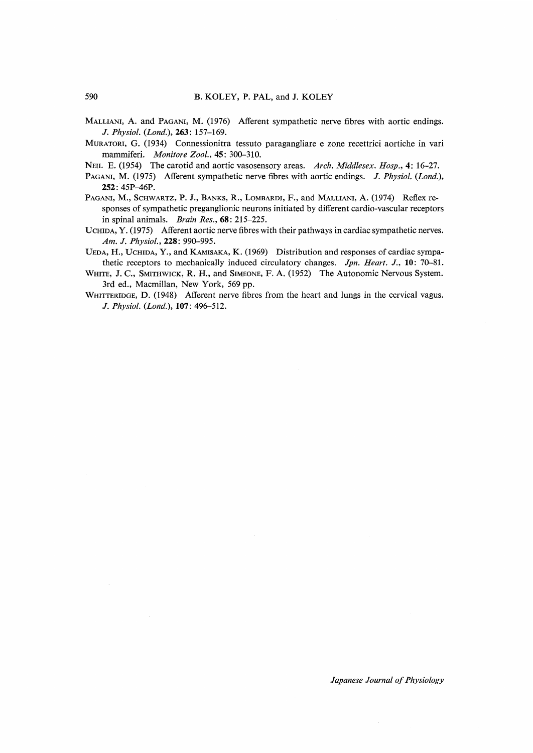Malliani, A. and Pagani, M. (1976) Afferent sympathetic nerve fibres with aortic endings. *J. Physiol. (Lond.)*, **263**: 157–169.

Muratori, G. (1934) Connessionitra tessuto paragangliare e zone recettrici aortiche in vari mammiferi. *Monitore Zool.*, **45**: 300–310.

Neil E. (1954) The carotid and aortic vasosensory areas. *Arch. Middlesex. Hosp.*, **4**: 16–27.

Pagani, M. (1975) Afferent sympathetic nerve fibres with aortic endings. *J. Physiol. (Lond.)*, **252**: 45P–46P.

Pagani, M., Schwartz, P. J., Banks, R., Lombardi, F., and Malliani, A. (1974) Reflex responses of sympathetic preganglionic neurons initiated by different cardio-vascular receptors in spinal animals. *Brain Res.*, **68**: 215–225.

Uchida, Y. (1975) Afferent aortic nerve fibres with their pathways in cardiac sympathetic nerves. *Am. J. Physiol.*, **228**: 990–995.

Ueda, H., Uchida, Y., and Kamisaka, K. (1969) Distribution and responses of cardiac sympathetic receptors to mechanically induced circulatory changes. *Jpn. Heart. J.*, **10**: 70–81.

White, J. C., Smithwick, R. H., and Simeone, F. A. (1952) The Autonomic Nervous System. 3rd ed., Macmillan, New York, 569 pp.

Whitteridge, D. (1948) Afferent nerve fibres from the heart and lungs in the cervical vagus. *J. Physiol. (Lond.)*, **107**: 496–512.